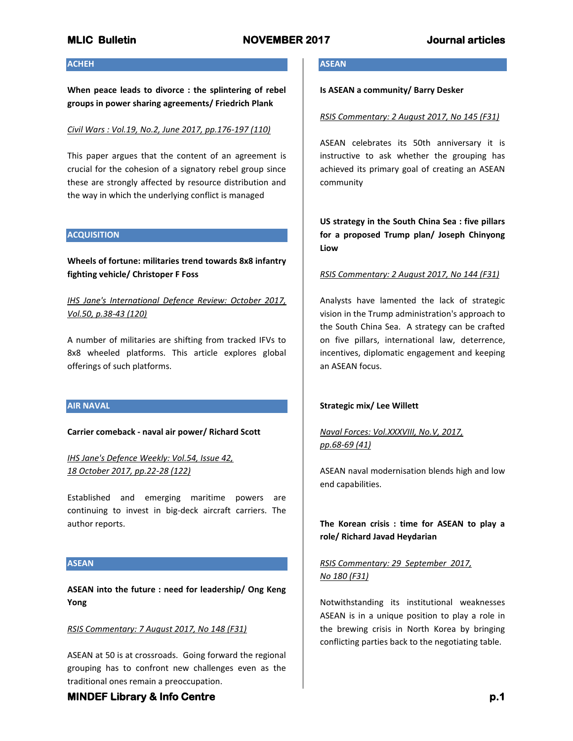## ACHEH

**When peace leads to divorce : the splintering of rebel groups in power sharing agreements/ Friedrich Plank**

Civil Wars : Vol.19, No.2, June 2017, pp.176-197 (110)

This paper argues that the content of an agreement is crucial for the cohesion of a signatory rebel group since these are strongly affected by resource distribution and the way in which the underlying conflict is managed

## ACQUISITION

**Wheels of fortune: militaries trend towards 8x8 infantry fighting vehicle/ Christoper F Foss**

IHS Jane's International Defence Review: October 2017, Vol.50, p.38-43 (120)

A number of militaries are shifting from tracked IFVs to 8x8 wheeled platforms. This article explores global offerings of such platforms.

## AIR NAVAL

**Carrier comeback - naval air power/ Richard Scott**

IHS Jane's Defence Weekly: Vol.54, Issue 42, 18 October 2017, pp.22-28 (122)

Established and emerging maritime powers are continuing to invest in big-deck aircraft carriers. The author reports.

## ASEAN

**ASEAN into the future : need for leadership/ Ong Keng Yong**

RSIS Commentary: 7 August 2017, No 148 (F31)

ASEAN at 50 is at crossroads. Going forward the regional grouping has to confront new challenges even as the traditional ones remain a preoccupation.

## ASEAN

**Is ASEAN a community/ Barry Desker**

RSIS Commentary: 2 August 2017, No 145 (F31)

ASEAN celebrates its 50th anniversary it is instructive to ask whether the grouping has achieved its primary goal of creating an ASEAN community

**US strategy in the South China Sea : five pillars for a proposed Trump plan/ Joseph Chinyong Liow**

RSIS Commentary: 2 August 2017, No 144 (F31)

Analysts have lamented the lack of strategic vision in the Trump administration's approach to the South China Sea. A strategy can be crafted on five pillars, international law, deterrence, incentives, diplomatic engagement and keeping an ASEAN focus.

**Strategic mix/ Lee Willett**

Naval Forces: Vol.XXXVIII, No.V, 2017, pp.68-69 (41)

ASEAN naval modernisation blends high and low end capabilities.

**The Korean crisis : time for ASEAN to play a role/ Richard Javad Heydarian**

RSIS Commentary: 29 September 2017, No 180 (F31)

Notwithstanding its institutional weaknesses ASEAN is in a unique position to play a role in the brewing crisis in North Korea by bringing conflicting parties back to the negotiating table.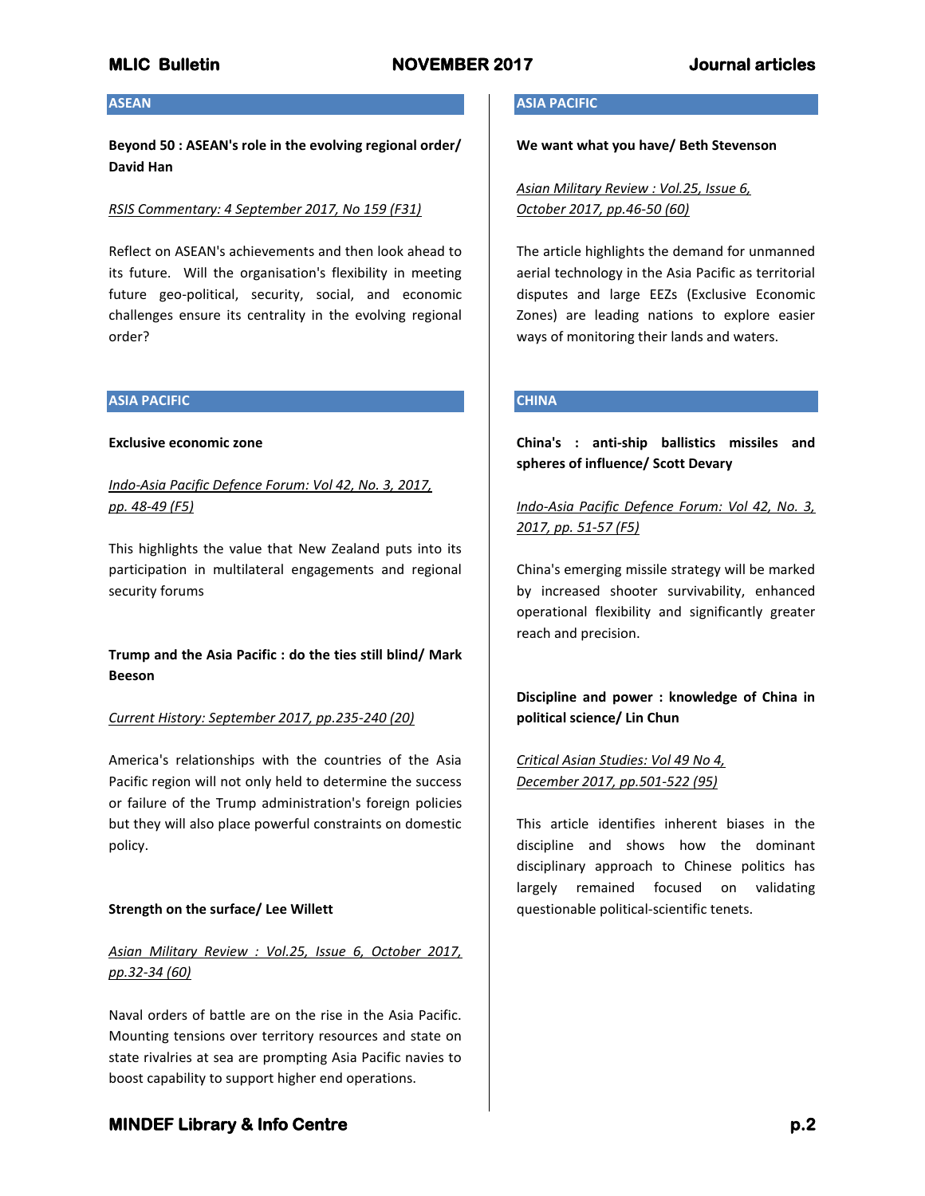## ASEAN

**Beyond 50 : ASEAN's role in the evolving regional order/ David Han**

*RSIS Commentary: 4 September 2017, No 159 (F31)*

Reflect on ASEAN's achievements and then look ahead to its future. Will the organisation's flexibility in meeting future geo-political, security, social, and economic challenges ensure its centrality in the evolving regional order?

## ASIA PACIFIC

**Exclusive economic zone**

*Indo-Asia Pacific Defence Forum: Vol 42, No. 3, 2017, pp. 48-49 (F5)*

This highlights the value that New Zealand puts into its participation in multilateral engagements and regional security forums

**Trump and the Asia Pacific : do the ties still blind/ Mark Beeson**

*Current History: September 2017, pp.235-240 (20)*

America's relationships with the countries of the Asia Pacific region will not only held to determine the success or failure of the Trump administration's foreign policies but they will also place powerful constraints on domestic policy.

**Strength on the surface/ Lee Willett**

*Asian Military Review : Vol.25, Issue 6, October 2017, pp.32-34 (60)*

Naval orders of battle are on the rise in the Asia Pacific. Mounting tensions over territory resources and state on state rivalries at sea are prompting Asia Pacific navies to boost capability to support higher end operations.

## ASIA PACIFIC

**We want what you have/ Beth Stevenson**

*Asian Military Review : Vol.25, Issue 6, October 2017, pp.46-50 (60)*

The article highlights the demand for unmanned aerial technology in the Asia Pacific as territorial disputes and large EEZs (Exclusive Economic Zones) are leading nations to explore easier ways of monitoring their lands and waters.

## CHINA

**China's : anti-ship ballistics missiles and spheres of influence/ Scott Devary**

*Indo-Asia Pacific Defence Forum: Vol 42, No. 3, 2017, pp. 51-57 (F5)*

China's emerging missile strategy will be marked by increased shooter survivability, enhanced operational flexibility and significantly greater reach and precision.

**Discipline and power : knowledge of China in political science/ Lin Chun**

*Critical Asian Studies: Vol 49 No 4, December 2017, pp.501-522 (95)*

This article identifies inherent biases in the discipline and shows how the dominant disciplinary approach to Chinese politics has largely remained focused on validating questionable political-scientific tenets.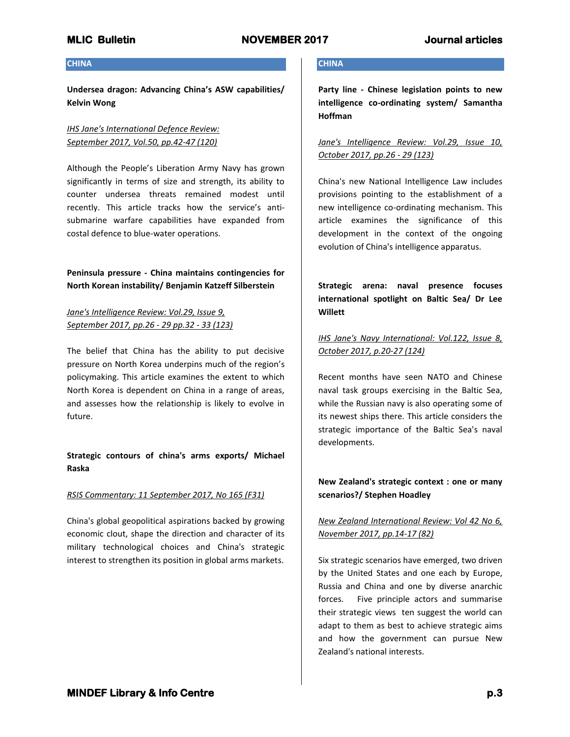## CHINA

**Undersea dragon: Advancing China's ASW capabilities/ Kelvin Wong**

_IHS Jane's International Defence Review: September 2017, Vol.50, pp.42-47 (120)_

Although the People's Liberation Army Navy has grown significantly in terms of size and strength, its ability to counter undersea threats remained modest until recently. This article tracks how the service's anti-submarine warfare capabilities have expanded from costal defence to blue-water operations.

**Peninsula pressure - China maintains contingencies for North Korean instability/ Benjamin Katzeff Silberstein**

_Jane's Intelligence Review: Vol.29, Issue 9, September 2017, pp.26 - 29 pp.32 - 33 (123)_

The belief that China has the ability to put decisive pressure on North Korea underpins much of the region's policymaking. This article examines the extent to which North Korea is dependent on China in a range of areas, and assesses how the relationship is likely to evolve in future.

**Strategic contours of china's arms exports/ Michael Raska**

_RSIS Commentary: 11 September 2017, No 165 (F31)_

China's global geopolitical aspirations backed by growing economic clout, shape the direction and character of its military technological choices and China's strategic interest to strengthen its position in global arms markets.

## CHINA

**Party line - Chinese legislation points to new intelligence co-ordinating system/ Samantha Hoffman**

_Jane's Intelligence Review: Vol.29, Issue 10, October 2017, pp.26 - 29 (123)_

China's new National Intelligence Law includes provisions pointing to the establishment of a new intelligence co-ordinating mechanism. This article examines the significance of this development in the context of the ongoing evolution of China's intelligence apparatus.

**Strategic arena: naval presence focuses international spotlight on Baltic Sea/ Dr Lee Willett**

_IHS Jane's Navy International: Vol.122, Issue 8, October 2017, p.20-27 (124)_

Recent months have seen NATO and Chinese naval task groups exercising in the Baltic Sea, while the Russian navy is also operating some of its newest ships there. This article considers the strategic importance of the Baltic Sea's naval developments.

**New Zealand's strategic context : one or many scenarios?/ Stephen Hoadley**

_New Zealand International Review: Vol 42 No 6, November 2017, pp.14-17 (82)_

Six strategic scenarios have emerged, two driven by the United States and one each by Europe, Russia and China and one by diverse anarchic forces. Five principle actors and summarise their strategic views ten suggest the world can adapt to them as best to achieve strategic aims and how the government can pursue New Zealand's national interests.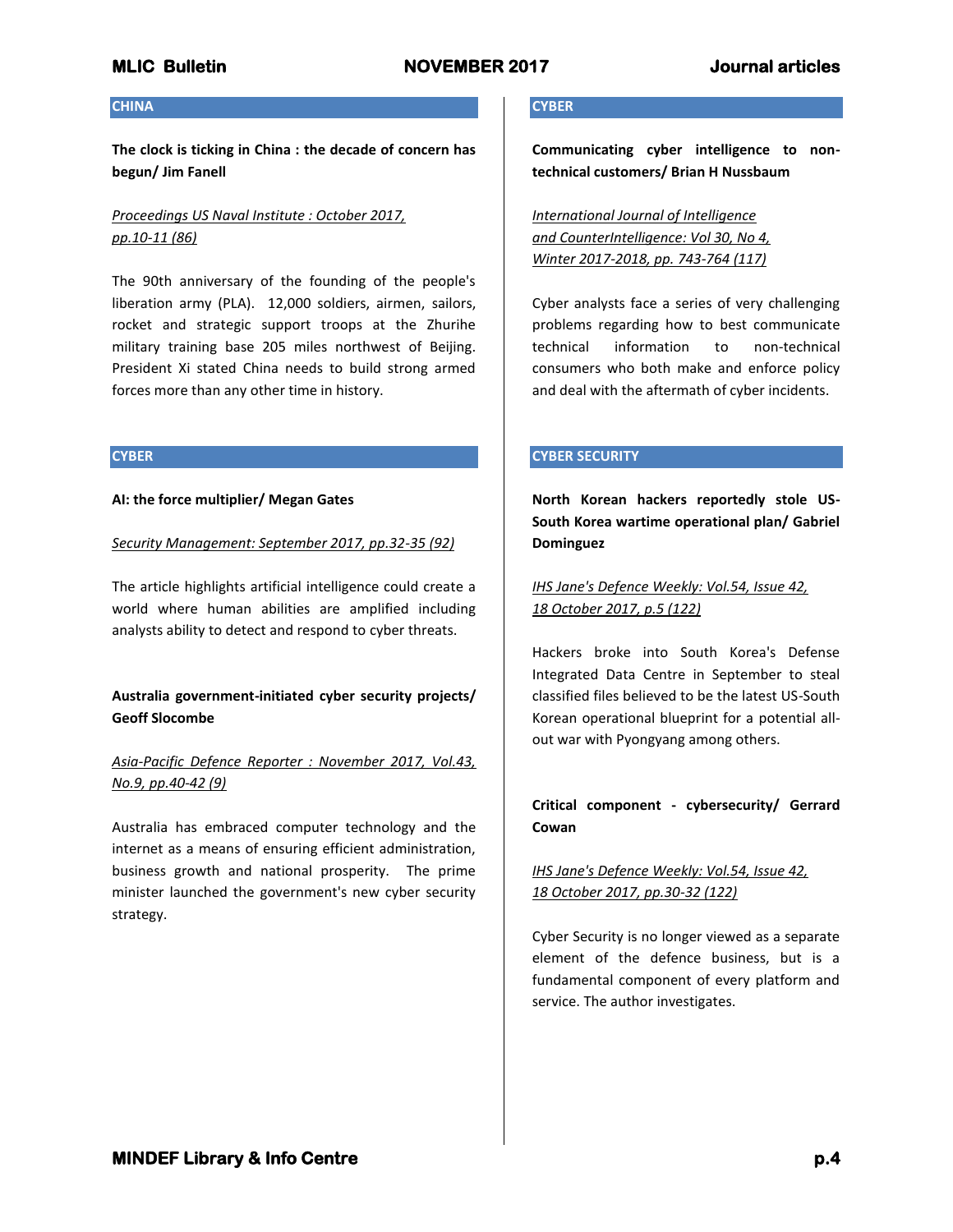## CHINA

**The clock is ticking in China : the decade of concern has begun/ Jim Fanell**

*Proceedings US Naval Institute : October 2017, pp.10-11 (86)*

The 90th anniversary of the founding of the people's liberation army (PLA). 12,000 soldiers, airmen, sailors, rocket and strategic support troops at the Zhurihe military training base 205 miles northwest of Beijing. President Xi stated China needs to build strong armed forces more than any other time in history.

## CYBER

**AI: the force multiplier/ Megan Gates**

*Security Management: September 2017, pp.32-35 (92)*

The article highlights artificial intelligence could create a world where human abilities are amplified including analysts ability to detect and respond to cyber threats.

**Australia government-initiated cyber security projects/ Geoff Slocombe**

*Asia-Pacific Defence Reporter : November 2017, Vol.43, No.9, pp.40-42 (9)*

Australia has embraced computer technology and the internet as a means of ensuring efficient administration, business growth and national prosperity. The prime minister launched the government's new cyber security strategy.

## CYBER

**Communicating cyber intelligence to non-technical customers/ Brian H Nussbaum**

*International Journal of Intelligence and CounterIntelligence: Vol 30, No 4, Winter 2017-2018, pp. 743-764 (117)*

Cyber analysts face a series of very challenging problems regarding how to best communicate technical information to non-technical consumers who both make and enforce policy and deal with the aftermath of cyber incidents.

## CYBER SECURITY

**North Korean hackers reportedly stole US-South Korea wartime operational plan/ Gabriel Dominguez**

*IHS Jane's Defence Weekly: Vol.54, Issue 42, 18 October 2017, p.5 (122)*

Hackers broke into South Korea's Defense Integrated Data Centre in September to steal classified files believed to be the latest US-South Korean operational blueprint for a potential all-out war with Pyongyang among others.

**Critical component - cybersecurity/ Gerrard Cowan**

*IHS Jane's Defence Weekly: Vol.54, Issue 42, 18 October 2017, pp.30-32 (122)*

Cyber Security is no longer viewed as a separate element of the defence business, but is a fundamental component of every platform and service. The author investigates.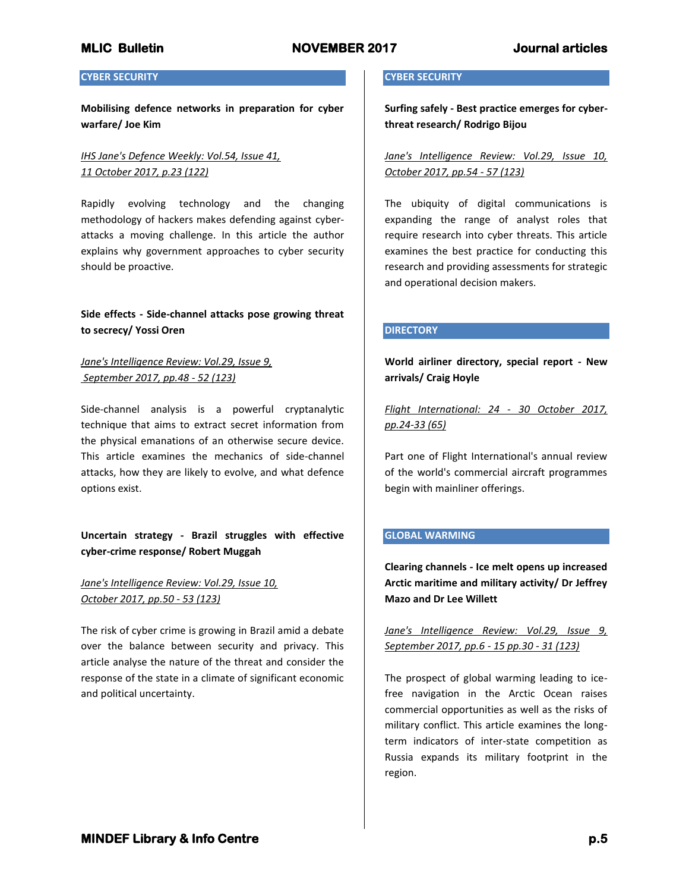## CYBER SECURITY

**Mobilising defence networks in preparation for cyber warfare/ Joe Kim**

*IHS Jane's Defence Weekly: Vol.54, Issue 41, 11 October 2017, p.23 (122)*

Rapidly evolving technology and the changing methodology of hackers makes defending against cyber-attacks a moving challenge. In this article the author explains why government approaches to cyber security should be proactive.

**Side effects - Side-channel attacks pose growing threat to secrecy/ Yossi Oren**

*Jane's Intelligence Review: Vol.29, Issue 9, September 2017, pp.48 - 52 (123)*

Side-channel analysis is a powerful cryptanalytic technique that aims to extract secret information from the physical emanations of an otherwise secure device. This article examines the mechanics of side-channel attacks, how they are likely to evolve, and what defence options exist.

**Uncertain strategy - Brazil struggles with effective cyber-crime response/ Robert Muggah**

*Jane's Intelligence Review: Vol.29, Issue 10, October 2017, pp.50 - 53 (123)*

The risk of cyber crime is growing in Brazil amid a debate over the balance between security and privacy. This article analyse the nature of the threat and consider the response of the state in a climate of significant economic and political uncertainty.

## CYBER SECURITY

**Surfing safely - Best practice emerges for cyber-threat research/ Rodrigo Bijou**

*Jane's Intelligence Review: Vol.29, Issue 10, October 2017, pp.54 - 57 (123)*

The ubiquity of digital communications is expanding the range of analyst roles that require research into cyber threats. This article examines the best practice for conducting this research and providing assessments for strategic and operational decision makers.

## DIRECTORY

**World airliner directory, special report - New arrivals/ Craig Hoyle**

*Flight International: 24 - 30 October 2017, pp.24-33 (65)*

Part one of Flight International's annual review of the world's commercial aircraft programmes begin with mainliner offerings.

## GLOBAL WARMING

**Clearing channels - Ice melt opens up increased Arctic maritime and military activity/ Dr Jeffrey Mazo and Dr Lee Willett**

*Jane's Intelligence Review: Vol.29, Issue 9, September 2017, pp.6 - 15 pp.30 - 31 (123)*

The prospect of global warming leading to ice-free navigation in the Arctic Ocean raises commercial opportunities as well as the risks of military conflict. This article examines the long-term indicators of inter-state competition as Russia expands its military footprint in the region.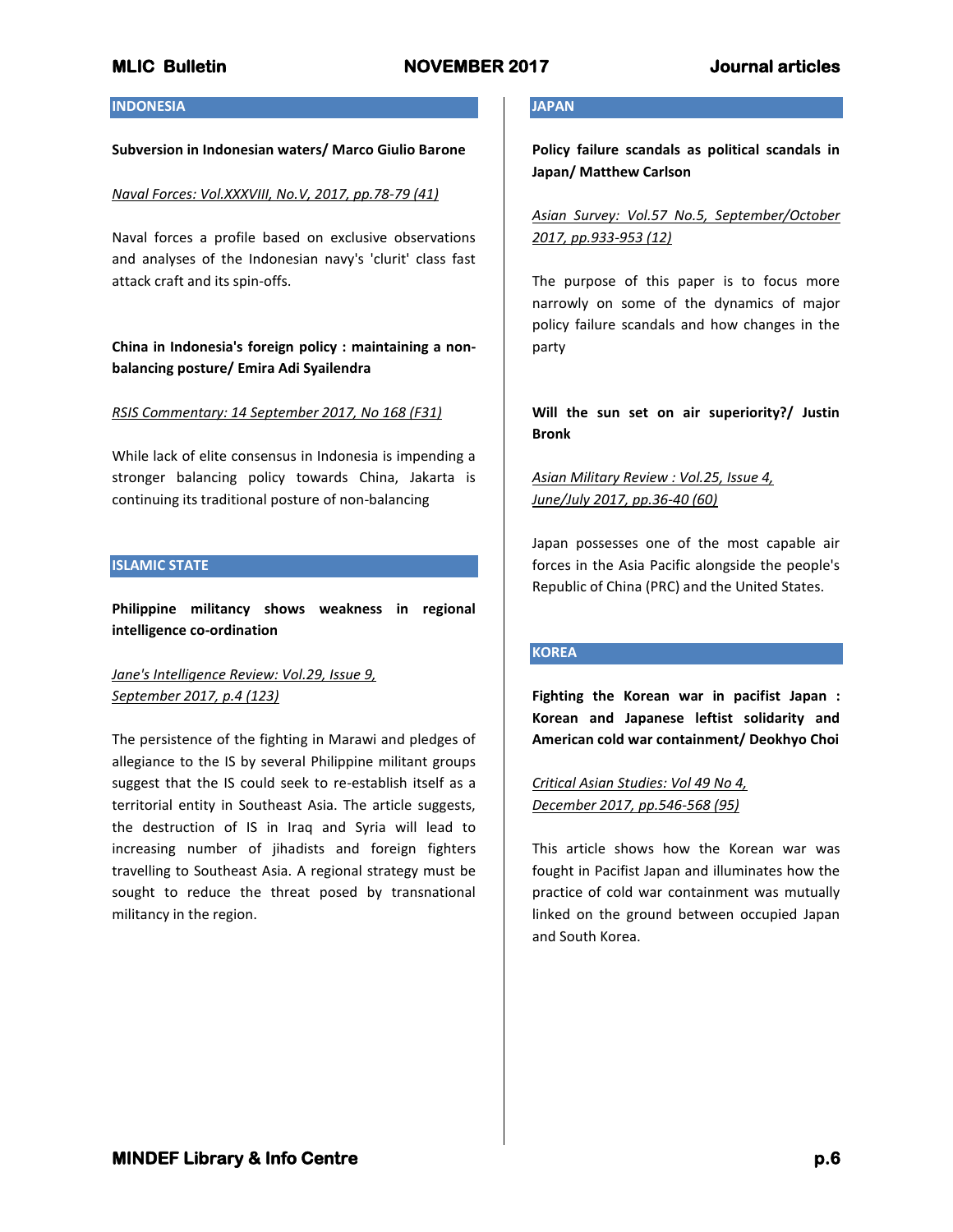## INDONESIA

**Subversion in Indonesian waters/ Marco Giulio Barone**

*Naval Forces: Vol.XXXVIII, No.V, 2017, pp.78-79 (41)*

Naval forces a profile based on exclusive observations and analyses of the Indonesian navy's 'clurit' class fast attack craft and its spin-offs.

**China in Indonesia's foreign policy : maintaining a non-balancing posture/ Emira Adi Syailendra**

*RSIS Commentary: 14 September 2017, No 168 (F31)*

While lack of elite consensus in Indonesia is impending a stronger balancing policy towards China, Jakarta is continuing its traditional posture of non-balancing

## ISLAMIC STATE

**Philippine militancy shows weakness in regional intelligence co-ordination**

*Jane's Intelligence Review: Vol.29, Issue 9, September 2017, p.4 (123)*

The persistence of the fighting in Marawi and pledges of allegiance to the IS by several Philippine militant groups suggest that the IS could seek to re-establish itself as a territorial entity in Southeast Asia. The article suggests, the destruction of IS in Iraq and Syria will lead to increasing number of jihadists and foreign fighters travelling to Southeast Asia. A regional strategy must be sought to reduce the threat posed by transnational militancy in the region.

## JAPAN

**Policy failure scandals as political scandals in Japan/ Matthew Carlson**

*Asian Survey: Vol.57 No.5, September/October 2017, pp.933-953 (12)*

The purpose of this paper is to focus more narrowly on some of the dynamics of major policy failure scandals and how changes in the party

**Will the sun set on air superiority?/ Justin Bronk**

*Asian Military Review : Vol.25, Issue 4, June/July 2017, pp.36-40 (60)*

Japan possesses one of the most capable air forces in the Asia Pacific alongside the people's Republic of China (PRC) and the United States.

## KOREA

**Fighting the Korean war in pacifist Japan : Korean and Japanese leftist solidarity and American cold war containment/ Deokhyo Choi**

*Critical Asian Studies: Vol 49 No 4, December 2017, pp.546-568 (95)*

This article shows how the Korean war was fought in Pacifist Japan and illuminates how the practice of cold war containment was mutually linked on the ground between occupied Japan and South Korea.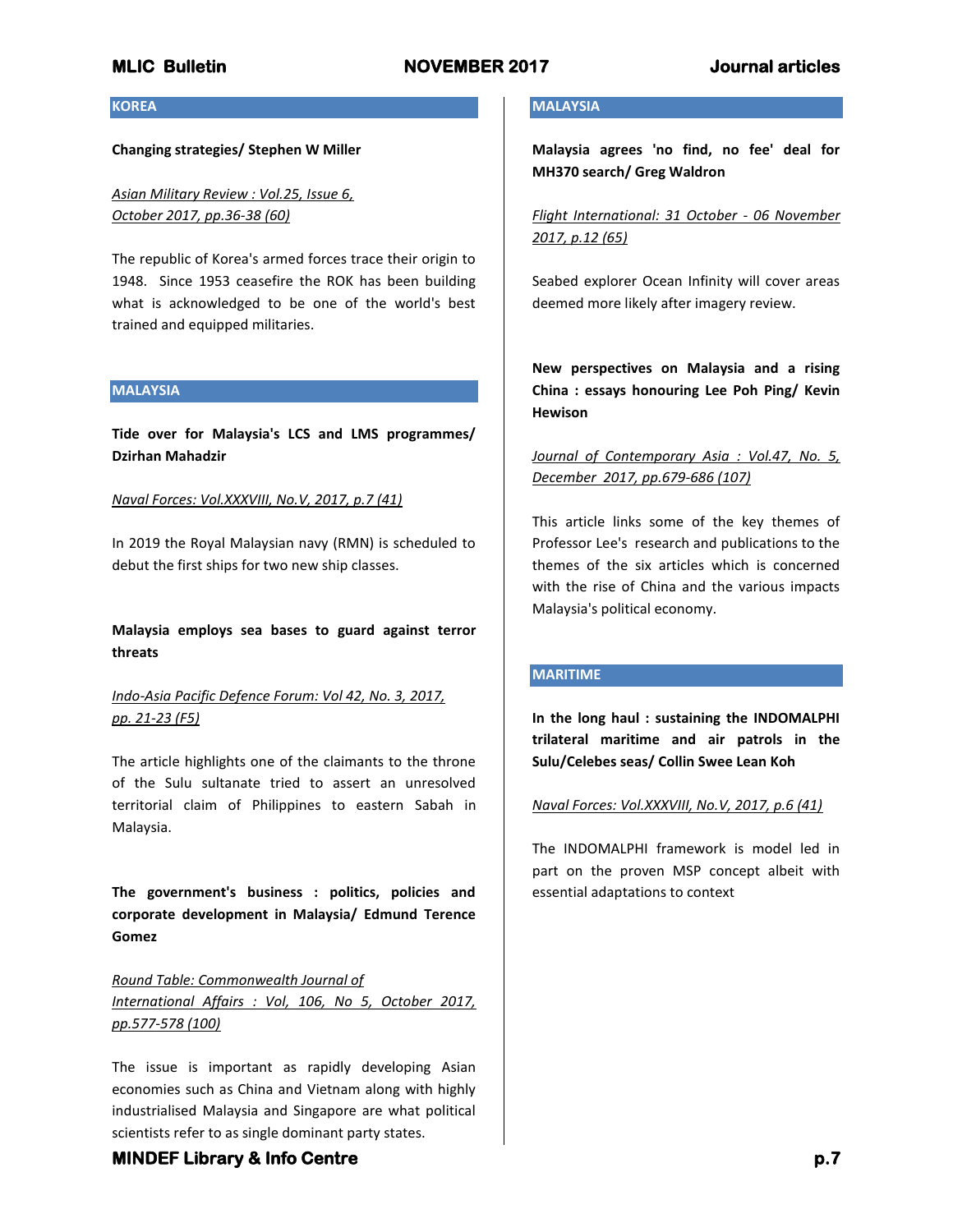## KOREA

**Changing strategies/ Stephen W Miller**

*Asian Military Review : Vol.25, Issue 6, October 2017, pp.36-38 (60)*

The republic of Korea's armed forces trace their origin to 1948. Since 1953 ceasefire the ROK has been building what is acknowledged to be one of the world's best trained and equipped militaries.

## MALAYSIA

**Tide over for Malaysia's LCS and LMS programmes/ Dzirhan Mahadzir**

*Naval Forces: Vol.XXXVIII, No.V, 2017, p.7 (41)*

In 2019 the Royal Malaysian navy (RMN) is scheduled to debut the first ships for two new ship classes.

**Malaysia employs sea bases to guard against terror threats**

*Indo-Asia Pacific Defence Forum: Vol 42, No. 3, 2017, pp. 21-23 (F5)*

The article highlights one of the claimants to the throne of the Sulu sultanate tried to assert an unresolved territorial claim of Philippines to eastern Sabah in Malaysia.

**The government's business : politics, policies and corporate development in Malaysia/ Edmund Terence Gomez**

*Round Table: Commonwealth Journal of International Affairs : Vol, 106, No 5, October 2017, pp.577-578 (100)*

The issue is important as rapidly developing Asian economies such as China and Vietnam along with highly industrialised Malaysia and Singapore are what political scientists refer to as single dominant party states.

## MALAYSIA

**Malaysia agrees 'no find, no fee' deal for MH370 search/ Greg Waldron**

*Flight International: 31 October - 06 November 2017, p.12 (65)*

Seabed explorer Ocean Infinity will cover areas deemed more likely after imagery review.

**New perspectives on Malaysia and a rising China : essays honouring Lee Poh Ping/ Kevin Hewison**

*Journal of Contemporary Asia : Vol.47, No. 5, December 2017, pp.679-686 (107)*

This article links some of the key themes of Professor Lee's research and publications to the themes of the six articles which is concerned with the rise of China and the various impacts Malaysia's political economy.

## MARITIME

**In the long haul : sustaining the INDOMALPHI trilateral maritime and air patrols in the Sulu/Celebes seas/ Collin Swee Lean Koh**

*Naval Forces: Vol.XXXVIII, No.V, 2017, p.6 (41)*

The INDOMALPHI framework is model led in part on the proven MSP concept albeit with essential adaptations to context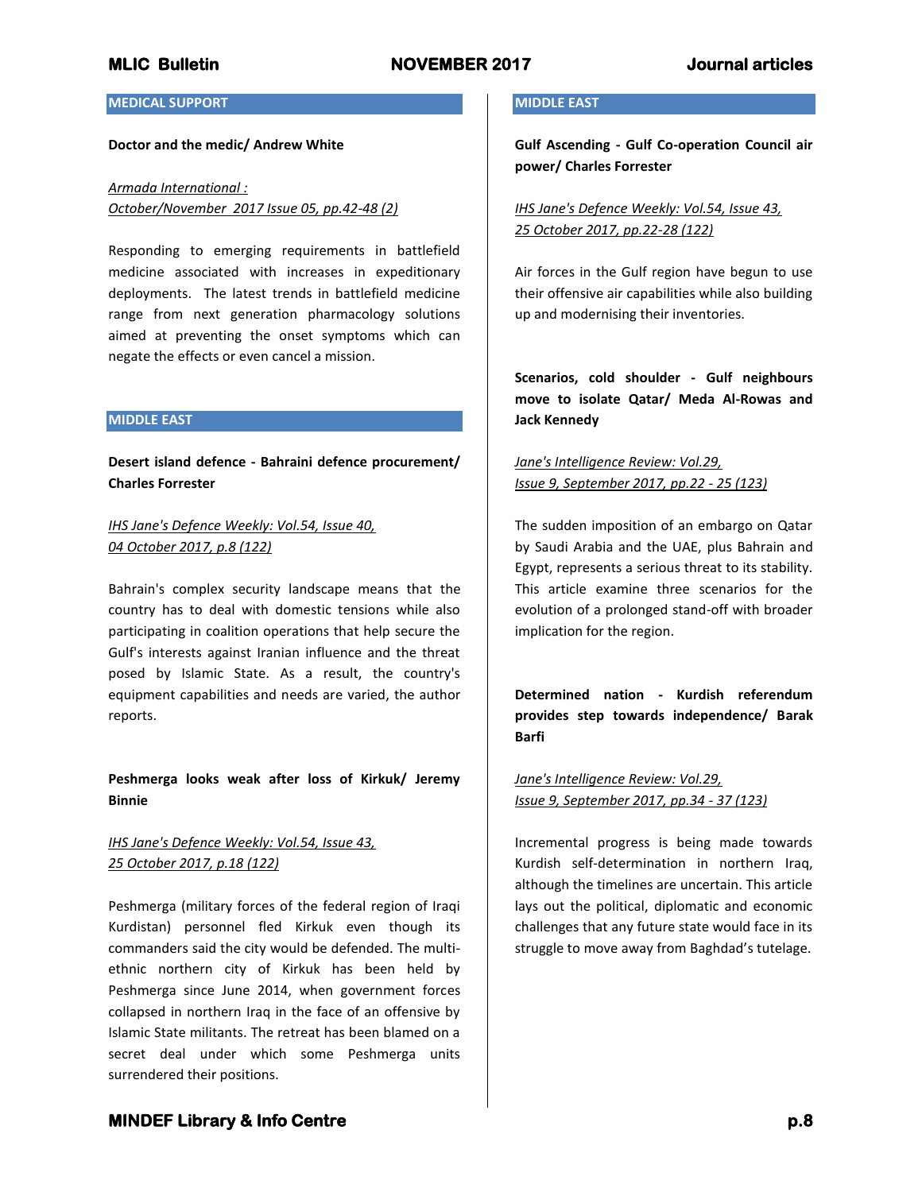## MEDICAL SUPPORT

**Doctor and the medic/ Andrew White**

*Armada International : October/November 2017 Issue 05, pp.42-48 (2)*

Responding to emerging requirements in battlefield medicine associated with increases in expeditionary deployments. The latest trends in battlefield medicine range from next generation pharmacology solutions aimed at preventing the onset symptoms which can negate the effects or even cancel a mission.

## MIDDLE EAST

**Desert island defence - Bahraini defence procurement/ Charles Forrester**

*IHS Jane's Defence Weekly: Vol.54, Issue 40, 04 October 2017, p.8 (122)*

Bahrain's complex security landscape means that the country has to deal with domestic tensions while also participating in coalition operations that help secure the Gulf's interests against Iranian influence and the threat posed by Islamic State. As a result, the country's equipment capabilities and needs are varied, the author reports.

**Peshmerga looks weak after loss of Kirkuk/ Jeremy Binnie**

*IHS Jane's Defence Weekly: Vol.54, Issue 43, 25 October 2017, p.18 (122)*

Peshmerga (military forces of the federal region of Iraqi Kurdistan) personnel fled Kirkuk even though its commanders said the city would be defended. The multi-ethnic northern city of Kirkuk has been held by Peshmerga since June 2014, when government forces collapsed in northern Iraq in the face of an offensive by Islamic State militants. The retreat has been blamed on a secret deal under which some Peshmerga units surrendered their positions.

## MIDDLE EAST

**Gulf Ascending - Gulf Co-operation Council air power/ Charles Forrester**

*IHS Jane's Defence Weekly: Vol.54, Issue 43, 25 October 2017, pp.22-28 (122)*

Air forces in the Gulf region have begun to use their offensive air capabilities while also building up and modernising their inventories.

**Scenarios, cold shoulder - Gulf neighbours move to isolate Qatar/ Meda Al-Rowas and Jack Kennedy**

*Jane's Intelligence Review: Vol.29, Issue 9, September 2017, pp.22 - 25 (123)*

The sudden imposition of an embargo on Qatar by Saudi Arabia and the UAE, plus Bahrain and Egypt, represents a serious threat to its stability. This article examine three scenarios for the evolution of a prolonged stand-off with broader implication for the region.

**Determined nation - Kurdish referendum provides step towards independence/ Barak Barfi**

*Jane's Intelligence Review: Vol.29, Issue 9, September 2017, pp.34 - 37 (123)*

Incremental progress is being made towards Kurdish self-determination in northern Iraq, although the timelines are uncertain. This article lays out the political, diplomatic and economic challenges that any future state would face in its struggle to move away from Baghdad's tutelage.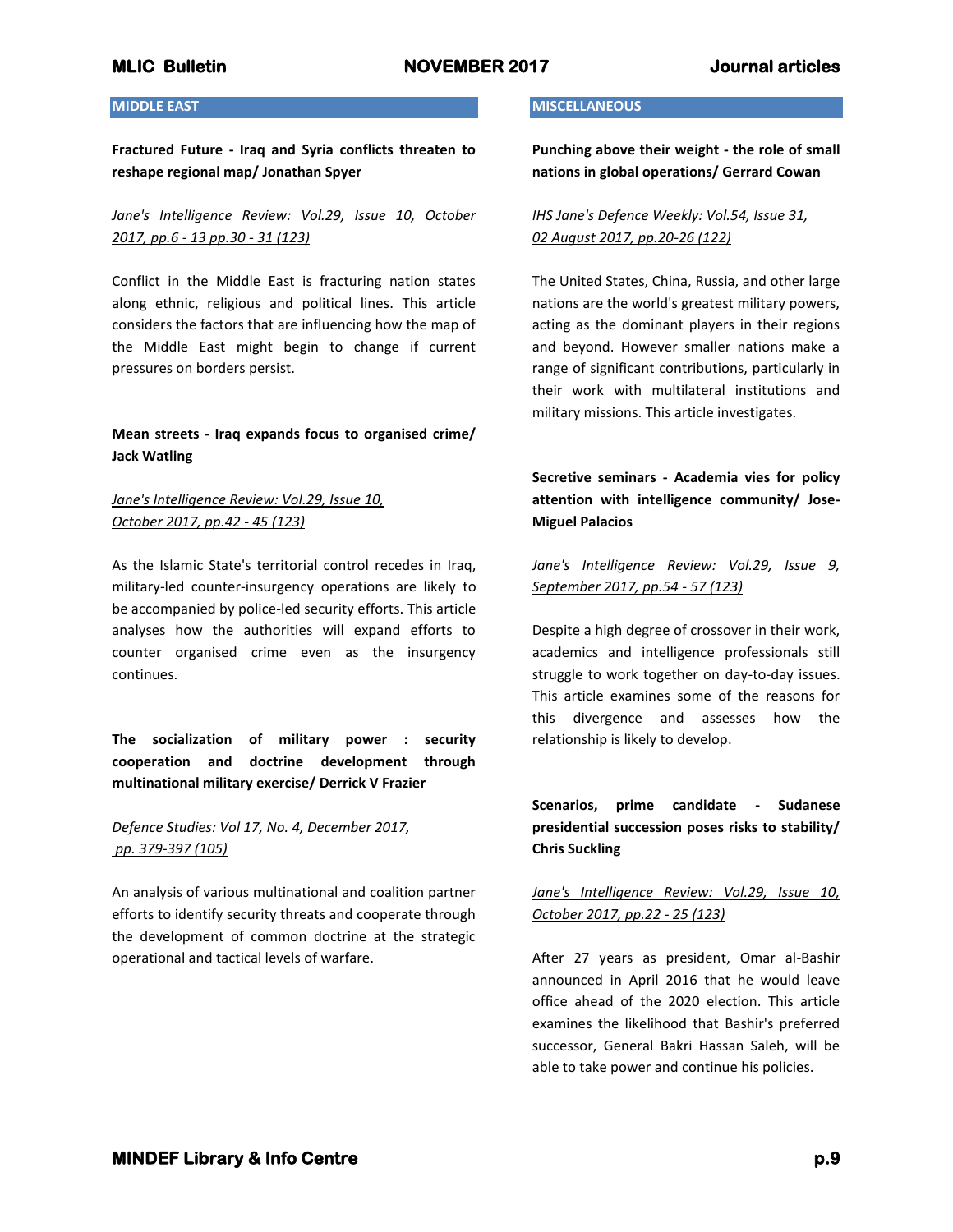## MIDDLE EAST

**Fractured Future - Iraq and Syria conflicts threaten to reshape regional map/ Jonathan Spyer**

*Jane's Intelligence Review: Vol.29, Issue 10, October 2017, pp.6 - 13 pp.30 - 31 (123)*

Conflict in the Middle East is fracturing nation states along ethnic, religious and political lines. This article considers the factors that are influencing how the map of the Middle East might begin to change if current pressures on borders persist.

**Mean streets - Iraq expands focus to organised crime/ Jack Watling**

*Jane's Intelligence Review: Vol.29, Issue 10, October 2017, pp.42 - 45 (123)*

As the Islamic State's territorial control recedes in Iraq, military-led counter-insurgency operations are likely to be accompanied by police-led security efforts. This article analyses how the authorities will expand efforts to counter organised crime even as the insurgency continues.

**The socialization of military power : security cooperation and doctrine development through multinational military exercise/ Derrick V Frazier**

*Defence Studies: Vol 17, No. 4, December 2017, pp. 379-397 (105)*

An analysis of various multinational and coalition partner efforts to identify security threats and cooperate through the development of common doctrine at the strategic operational and tactical levels of warfare.

## MISCELLANEOUS

**Punching above their weight - the role of small nations in global operations/ Gerrard Cowan**

*IHS Jane's Defence Weekly: Vol.54, Issue 31, 02 August 2017, pp.20-26 (122)*

The United States, China, Russia, and other large nations are the world's greatest military powers, acting as the dominant players in their regions and beyond. However smaller nations make a range of significant contributions, particularly in their work with multilateral institutions and military missions. This article investigates.

**Secretive seminars - Academia vies for policy attention with intelligence community/ Jose-Miguel Palacios**

*Jane's Intelligence Review: Vol.29, Issue 9, September 2017, pp.54 - 57 (123)*

Despite a high degree of crossover in their work, academics and intelligence professionals still struggle to work together on day-to-day issues. This article examines some of the reasons for this divergence and assesses how the relationship is likely to develop.

**Scenarios, prime candidate - Sudanese presidential succession poses risks to stability/ Chris Suckling**

*Jane's Intelligence Review: Vol.29, Issue 10, October 2017, pp.22 - 25 (123)*

After 27 years as president, Omar al-Bashir announced in April 2016 that he would leave office ahead of the 2020 election. This article examines the likelihood that Bashir's preferred successor, General Bakri Hassan Saleh, will be able to take power and continue his policies.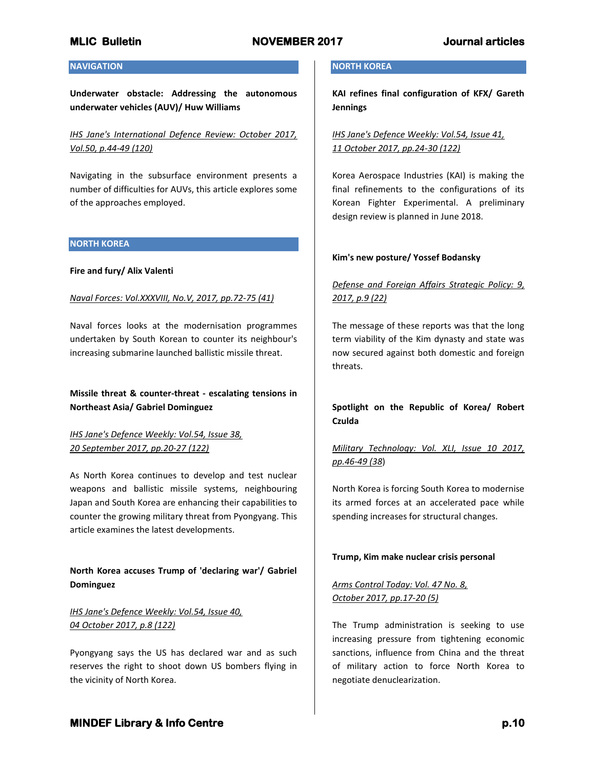## NAVIGATION

**Underwater obstacle: Addressing the autonomous underwater vehicles (AUV)/ Huw Williams**

*IHS Jane's International Defence Review: October 2017, Vol.50, p.44-49 (120)*

Navigating in the subsurface environment presents a number of difficulties for AUVs, this article explores some of the approaches employed.

## NORTH KOREA

**Fire and fury/ Alix Valenti**

*Naval Forces: Vol.XXXVIII, No.V, 2017, pp.72-75 (41)*

Naval forces looks at the modernisation programmes undertaken by South Korean to counter its neighbour's increasing submarine launched ballistic missile threat.

**Missile threat & counter-threat - escalating tensions in Northeast Asia/ Gabriel Dominguez**

*IHS Jane's Defence Weekly: Vol.54, Issue 38, 20 September 2017, pp.20-27 (122)*

As North Korea continues to develop and test nuclear weapons and ballistic missile systems, neighbouring Japan and South Korea are enhancing their capabilities to counter the growing military threat from Pyongyang. This article examines the latest developments.

**North Korea accuses Trump of 'declaring war'/ Gabriel Dominguez**

*IHS Jane's Defence Weekly: Vol.54, Issue 40, 04 October 2017, p.8 (122)*

Pyongyang says the US has declared war and as such reserves the right to shoot down US bombers flying in the vicinity of North Korea.

## NORTH KOREA

**KAI refines final configuration of KFX/ Gareth Jennings**

*IHS Jane's Defence Weekly: Vol.54, Issue 41, 11 October 2017, pp.24-30 (122)*

Korea Aerospace Industries (KAI) is making the final refinements to the configurations of its Korean Fighter Experimental. A preliminary design review is planned in June 2018.

**Kim's new posture/ Yossef Bodansky**

*Defense and Foreign Affairs Strategic Policy: 9, 2017, p.9 (22)*

The message of these reports was that the long term viability of the Kim dynasty and state was now secured against both domestic and foreign threats.

**Spotlight on the Republic of Korea/ Robert Czulda**

*Military Technology: Vol. XLI, Issue 10 2017, pp.46-49 (38)*

North Korea is forcing South Korea to modernise its armed forces at an accelerated pace while spending increases for structural changes.

**Trump, Kim make nuclear crisis personal**

*Arms Control Today: Vol. 47 No. 8, October 2017, pp.17-20 (5)*

The Trump administration is seeking to use increasing pressure from tightening economic sanctions, influence from China and the threat of military action to force North Korea to negotiate denuclearization.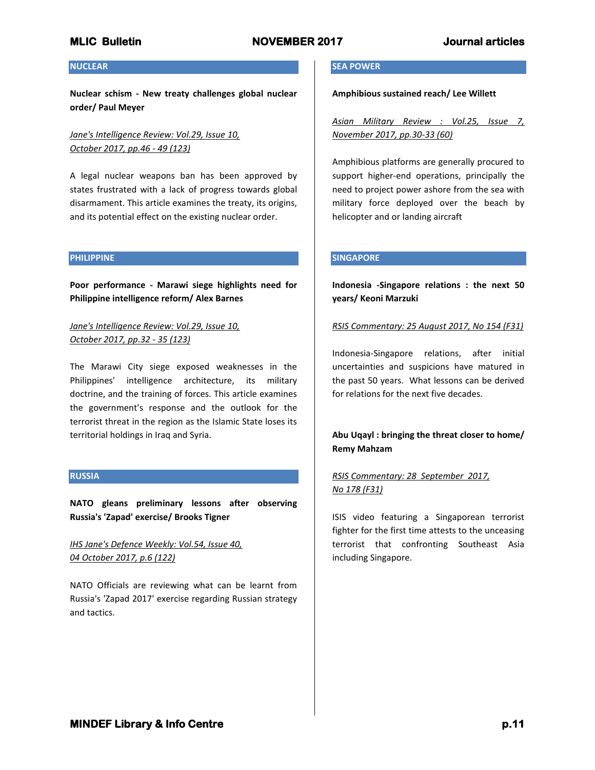## NUCLEAR

**Nuclear schism - New treaty challenges global nuclear order/ Paul Meyer**

*Jane's Intelligence Review: Vol.29, Issue 10, October 2017, pp.46 - 49 (123)*

A legal nuclear weapons ban has been approved by states frustrated with a lack of progress towards global disarmament. This article examines the treaty, its origins, and its potential effect on the existing nuclear order.

## PHILIPPINE

**Poor performance - Marawi siege highlights need for Philippine intelligence reform/ Alex Barnes**

*Jane's Intelligence Review: Vol.29, Issue 10, October 2017, pp.32 - 35 (123)*

The Marawi City siege exposed weaknesses in the Philippines' intelligence architecture, its military doctrine, and the training of forces. This article examines the government's response and the outlook for the terrorist threat in the region as the Islamic State loses its territorial holdings in Iraq and Syria.

## RUSSIA

**NATO gleans preliminary lessons after observing Russia's 'Zapad' exercise/ Brooks Tigner**

*IHS Jane's Defence Weekly: Vol.54, Issue 40, 04 October 2017, p.6 (122)*

NATO Officials are reviewing what can be learnt from Russia's 'Zapad 2017' exercise regarding Russian strategy and tactics.

## SEA POWER

**Amphibious sustained reach/ Lee Willett**

*Asian Military Review : Vol.25, Issue 7, November 2017, pp.30-33 (60)*

Amphibious platforms are generally procured to support higher-end operations, principally the need to project power ashore from the sea with military force deployed over the beach by helicopter and or landing aircraft

## SINGAPORE

**Indonesia -Singapore relations : the next 50 years/ Keoni Marzuki**

*RSIS Commentary: 25 August 2017, No 154 (F31)*

Indonesia-Singapore relations, after initial uncertainties and suspicions have matured in the past 50 years. What lessons can be derived for relations for the next five decades.

**Abu Uqayl : bringing the threat closer to home/ Remy Mahzam**

*RSIS Commentary: 28 September 2017, No 178 (F31)*

ISIS video featuring a Singaporean terrorist fighter for the first time attests to the unceasing terrorist that confronting Southeast Asia including Singapore.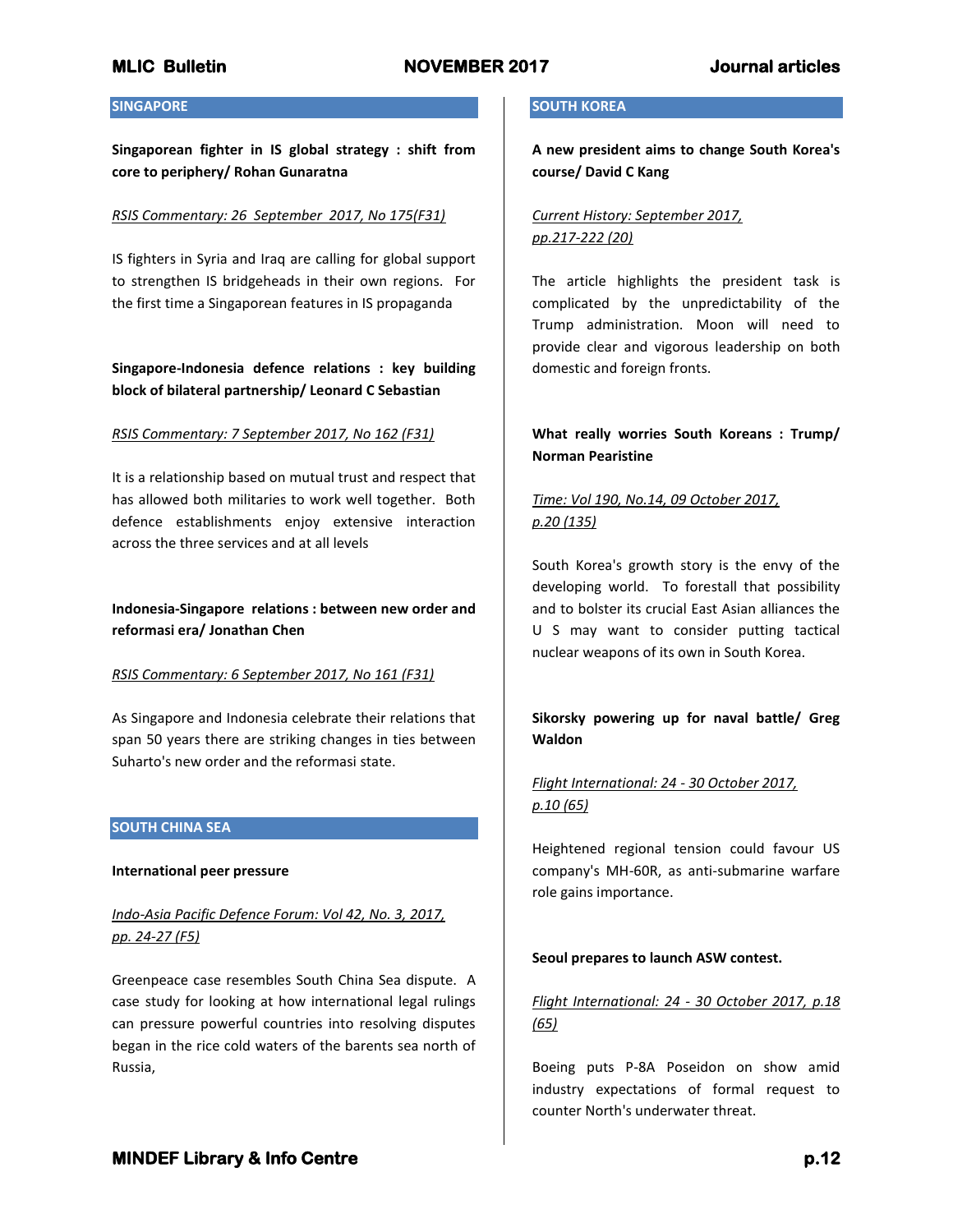## SINGAPORE

**Singaporean fighter in IS global strategy : shift from core to periphery/ Rohan Gunaratna**

*RSIS Commentary: 26 September 2017, No 175(F31)*

IS fighters in Syria and Iraq are calling for global support to strengthen IS bridgeheads in their own regions. For the first time a Singaporean features in IS propaganda

**Singapore-Indonesia defence relations : key building block of bilateral partnership/ Leonard C Sebastian**

*RSIS Commentary: 7 September 2017, No 162 (F31)*

It is a relationship based on mutual trust and respect that has allowed both militaries to work well together. Both defence establishments enjoy extensive interaction across the three services and at all levels

**Indonesia-Singapore relations : between new order and reformasi era/ Jonathan Chen**

*RSIS Commentary: 6 September 2017, No 161 (F31)*

As Singapore and Indonesia celebrate their relations that span 50 years there are striking changes in ties between Suharto's new order and the reformasi state.

## SOUTH CHINA SEA

**International peer pressure**

*Indo-Asia Pacific Defence Forum: Vol 42, No. 3, 2017, pp. 24-27 (F5)*

Greenpeace case resembles South China Sea dispute. A case study for looking at how international legal rulings can pressure powerful countries into resolving disputes began in the rice cold waters of the barents sea north of Russia,

## SOUTH KOREA

**A new president aims to change South Korea's course/ David C Kang**

*Current History: September 2017, pp.217-222 (20)*

The article highlights the president task is complicated by the unpredictability of the Trump administration. Moon will need to provide clear and vigorous leadership on both domestic and foreign fronts.

**What really worries South Koreans : Trump/ Norman Pearistine**

*Time: Vol 190, No.14, 09 October 2017, p.20 (135)*

South Korea's growth story is the envy of the developing world. To forestall that possibility and to bolster its crucial East Asian alliances the U S may want to consider putting tactical nuclear weapons of its own in South Korea.

**Sikorsky powering up for naval battle/ Greg Waldon**

*Flight International: 24 - 30 October 2017, p.10 (65)*

Heightened regional tension could favour US company's MH-60R, as anti-submarine warfare role gains importance.

**Seoul prepares to launch ASW contest.**

*Flight International: 24 - 30 October 2017, p.18 (65)*

Boeing puts P-8A Poseidon on show amid industry expectations of formal request to counter North's underwater threat.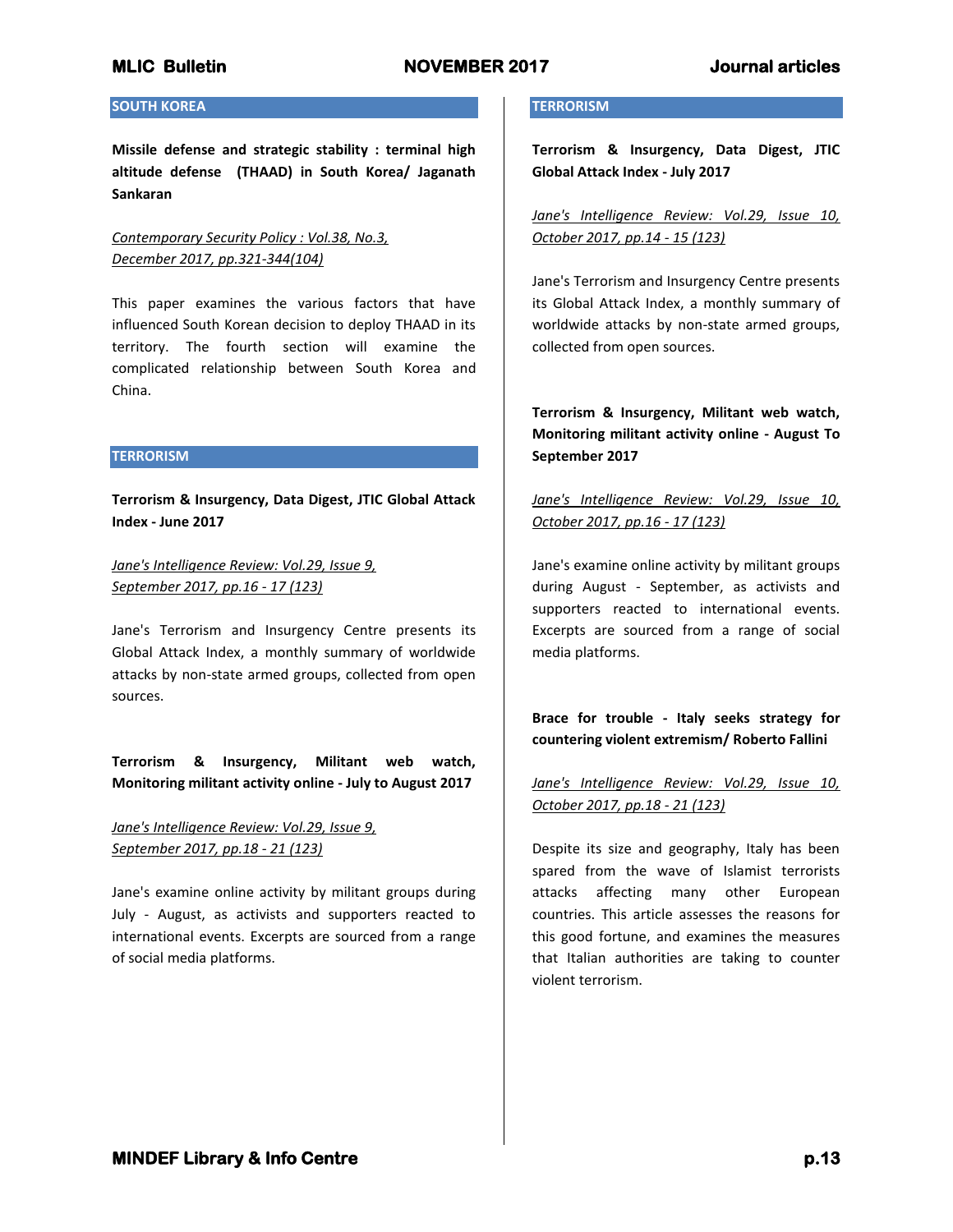## SOUTH KOREA

**Missile defense and strategic stability : terminal high altitude defense (THAAD) in South Korea/ Jaganath Sankaran**

*Contemporary Security Policy : Vol.38, No.3, December 2017, pp.321-344(104)*

This paper examines the various factors that have influenced South Korean decision to deploy THAAD in its territory. The fourth section will examine the complicated relationship between South Korea and China.

## TERRORISM

**Terrorism & Insurgency, Data Digest, JTIC Global Attack Index - June 2017**

*Jane's Intelligence Review: Vol.29, Issue 9, September 2017, pp.16 - 17 (123)*

Jane's Terrorism and Insurgency Centre presents its Global Attack Index, a monthly summary of worldwide attacks by non-state armed groups, collected from open sources.

**Terrorism & Insurgency, Militant web watch, Monitoring militant activity online - July to August 2017**

*Jane's Intelligence Review: Vol.29, Issue 9, September 2017, pp.18 - 21 (123)*

Jane's examine online activity by militant groups during July - August, as activists and supporters reacted to international events. Excerpts are sourced from a range of social media platforms.

## TERRORISM

**Terrorism & Insurgency, Data Digest, JTIC Global Attack Index - July 2017**

*Jane's Intelligence Review: Vol.29, Issue 10, October 2017, pp.14 - 15 (123)*

Jane's Terrorism and Insurgency Centre presents its Global Attack Index, a monthly summary of worldwide attacks by non-state armed groups, collected from open sources.

**Terrorism & Insurgency, Militant web watch, Monitoring militant activity online - August To September 2017**

*Jane's Intelligence Review: Vol.29, Issue 10, October 2017, pp.16 - 17 (123)*

Jane's examine online activity by militant groups during August - September, as activists and supporters reacted to international events. Excerpts are sourced from a range of social media platforms.

**Brace for trouble - Italy seeks strategy for countering violent extremism/ Roberto Fallini**

*Jane's Intelligence Review: Vol.29, Issue 10, October 2017, pp.18 - 21 (123)*

Despite its size and geography, Italy has been spared from the wave of Islamist terrorists attacks affecting many other European countries. This article assesses the reasons for this good fortune, and examines the measures that Italian authorities are taking to counter violent terrorism.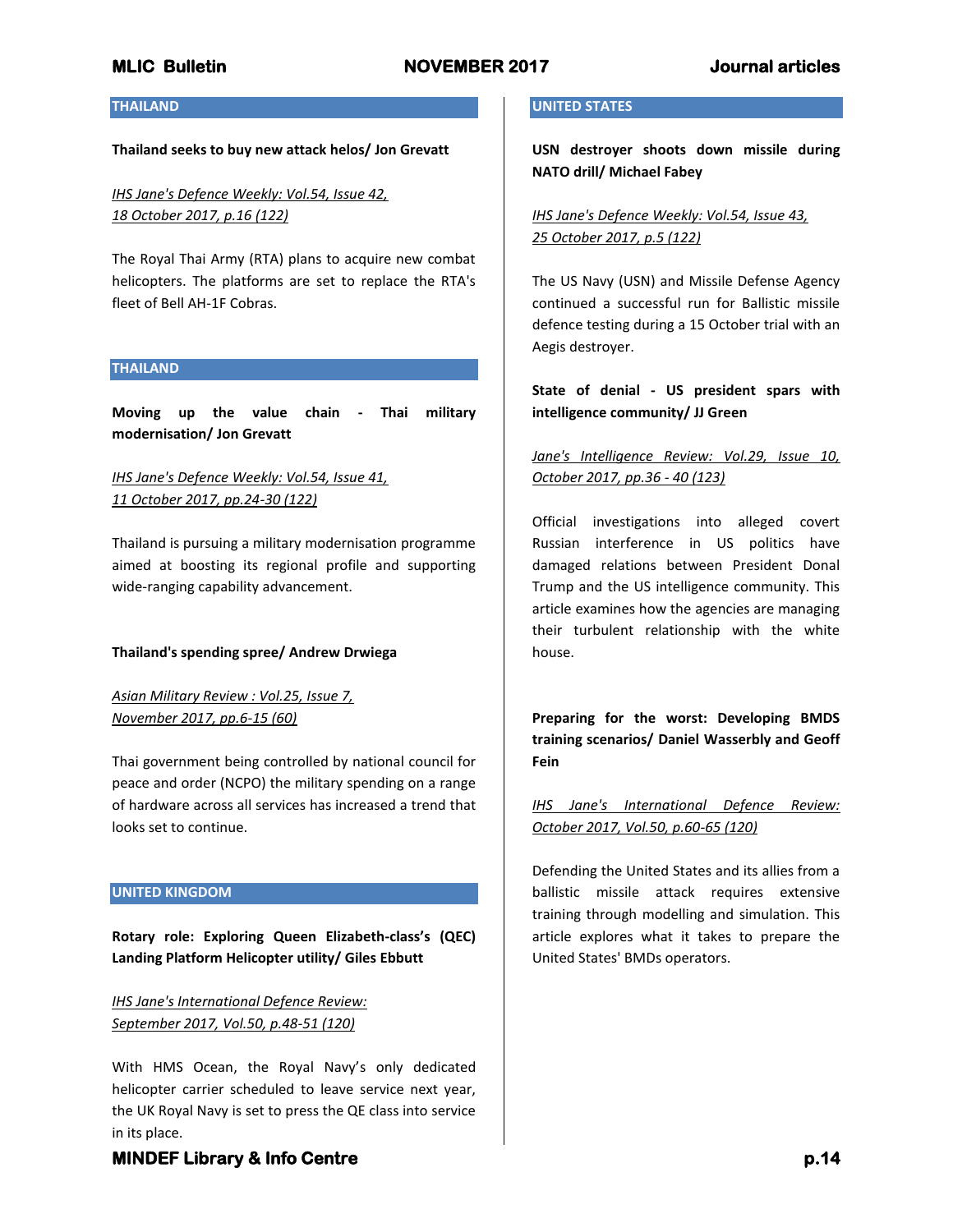## THAILAND

**Thailand seeks to buy new attack helos/ Jon Grevatt**

*IHS Jane's Defence Weekly: Vol.54, Issue 42, 18 October 2017, p.16 (122)*

The Royal Thai Army (RTA) plans to acquire new combat helicopters. The platforms are set to replace the RTA's fleet of Bell AH-1F Cobras.

## THAILAND

**Moving up the value chain - Thai military modernisation/ Jon Grevatt**

*IHS Jane's Defence Weekly: Vol.54, Issue 41, 11 October 2017, pp.24-30 (122)*

Thailand is pursuing a military modernisation programme aimed at boosting its regional profile and supporting wide-ranging capability advancement.

**Thailand's spending spree/ Andrew Drwiega**

*Asian Military Review : Vol.25, Issue 7, November 2017, pp.6-15 (60)*

Thai government being controlled by national council for peace and order (NCPO) the military spending on a range of hardware across all services has increased a trend that looks set to continue.

## UNITED KINGDOM

**Rotary role: Exploring Queen Elizabeth-class's (QEC) Landing Platform Helicopter utility/ Giles Ebbutt**

*IHS Jane's International Defence Review: September 2017, Vol.50, p.48-51 (120)*

With HMS Ocean, the Royal Navy's only dedicated helicopter carrier scheduled to leave service next year, the UK Royal Navy is set to press the QE class into service in its place.

## UNITED STATES

**USN destroyer shoots down missile during NATO drill/ Michael Fabey**

*IHS Jane's Defence Weekly: Vol.54, Issue 43, 25 October 2017, p.5 (122)*

The US Navy (USN) and Missile Defense Agency continued a successful run for Ballistic missile defence testing during a 15 October trial with an Aegis destroyer.

**State of denial - US president spars with intelligence community/ JJ Green**

*Jane's Intelligence Review: Vol.29, Issue 10, October 2017, pp.36 - 40 (123)*

Official investigations into alleged covert Russian interference in US politics have damaged relations between President Donal Trump and the US intelligence community. This article examines how the agencies are managing their turbulent relationship with the white house.

**Preparing for the worst: Developing BMDS training scenarios/ Daniel Wasserbly and Geoff Fein**

*IHS Jane's International Defence Review: October 2017, Vol.50, p.60-65 (120)*

Defending the United States and its allies from a ballistic missile attack requires extensive training through modelling and simulation. This article explores what it takes to prepare the United States' BMDs operators.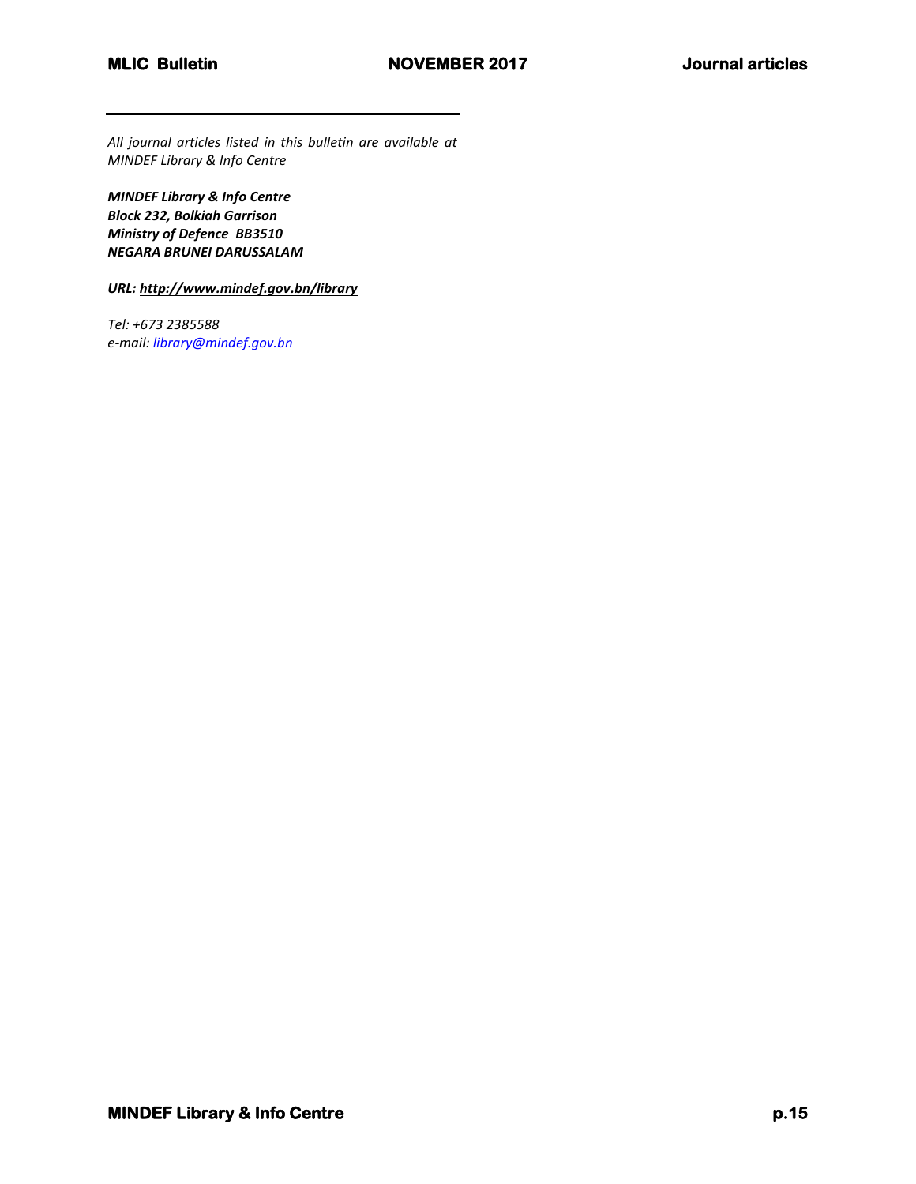---

*All journal articles listed in this bulletin are available at MINDEF Library & Info Centre*

***MINDEF Library & Info Centre***
***Block 232, Bolkiah Garrison***
***Ministry of Defence BB3510***
***NEGARA BRUNEI DARUSSALAM***

***URL: http://www.mindef.gov.bn/library***

*Tel: +673 2385588*
*e-mail: library@mindef.gov.bn*